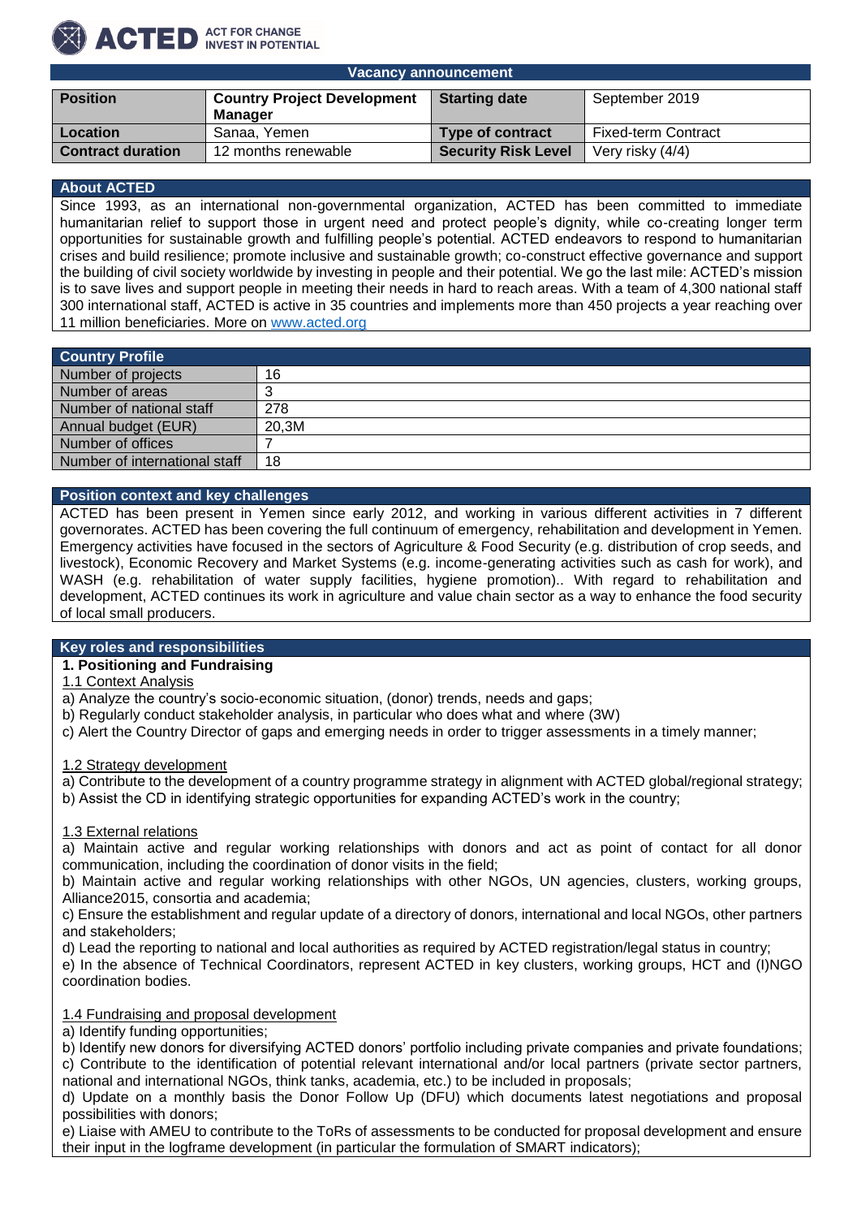ACTED — ACT FOR CHANGE INVEST IN POTENTIAL

## Vacancy announcement

| Position | Country Project Development Manager | Starting date | September 2019 |
|---|---|---|---|
| Location | Sanaa, Yemen | Type of contract | Fixed-term Contract |
| Contract duration | 12 months renewable | Security Risk Level | Very risky (4/4) |

## About ACTED

Since 1993, as an international non-governmental organization, ACTED has been committed to immediate humanitarian relief to support those in urgent need and protect people's dignity, while co-creating longer term opportunities for sustainable growth and fulfilling people's potential. ACTED endeavors to respond to humanitarian crises and build resilience; promote inclusive and sustainable growth; co-construct effective governance and support the building of civil society worldwide by investing in people and their potential. We go the last mile: ACTED's mission is to save lives and support people in meeting their needs in hard to reach areas. With a team of 4,300 national staff 300 international staff, ACTED is active in 35 countries and implements more than 450 projects a year reaching over 11 million beneficiaries. More on www.acted.org

## Country Profile

| Country Profile | |
|---|---|
| Number of projects | 16 |
| Number of areas | 3 |
| Number of national staff | 278 |
| Annual budget (EUR) | 20,3M |
| Number of offices | 7 |
| Number of international staff | 18 |

## Position context and key challenges

ACTED has been present in Yemen since early 2012, and working in various different activities in 7 different governorates. ACTED has been covering the full continuum of emergency, rehabilitation and development in Yemen. Emergency activities have focused in the sectors of Agriculture & Food Security (e.g. distribution of crop seeds, and livestock), Economic Recovery and Market Systems (e.g. income-generating activities such as cash for work), and WASH (e.g. rehabilitation of water supply facilities, hygiene promotion).. With regard to rehabilitation and development, ACTED continues its work in agriculture and value chain sector as a way to enhance the food security of local small producers.

## Key roles and responsibilities

### 1. Positioning and Fundraising

1.1 Context Analysis

a) Analyze the country's socio-economic situation, (donor) trends, needs and gaps;
b) Regularly conduct stakeholder analysis, in particular who does what and where (3W)
c) Alert the Country Director of gaps and emerging needs in order to trigger assessments in a timely manner;

1.2 Strategy development

a) Contribute to the development of a country programme strategy in alignment with ACTED global/regional strategy;
b) Assist the CD in identifying strategic opportunities for expanding ACTED's work in the country;

1.3 External relations

a) Maintain active and regular working relationships with donors and act as point of contact for all donor communication, including the coordination of donor visits in the field;
b) Maintain active and regular working relationships with other NGOs, UN agencies, clusters, working groups, Alliance2015, consortia and academia;
c) Ensure the establishment and regular update of a directory of donors, international and local NGOs, other partners and stakeholders;
d) Lead the reporting to national and local authorities as required by ACTED registration/legal status in country;
e) In the absence of Technical Coordinators, represent ACTED in key clusters, working groups, HCT and (I)NGO coordination bodies.

1.4 Fundraising and proposal development

a) Identify funding opportunities;
b) Identify new donors for diversifying ACTED donors' portfolio including private companies and private foundations;
c) Contribute to the identification of potential relevant international and/or local partners (private sector partners, national and international NGOs, think tanks, academia, etc.) to be included in proposals;
d) Update on a monthly basis the Donor Follow Up (DFU) which documents latest negotiations and proposal possibilities with donors;
e) Liaise with AMEU to contribute to the ToRs of assessments to be conducted for proposal development and ensure their input in the logframe development (in particular the formulation of SMART indicators);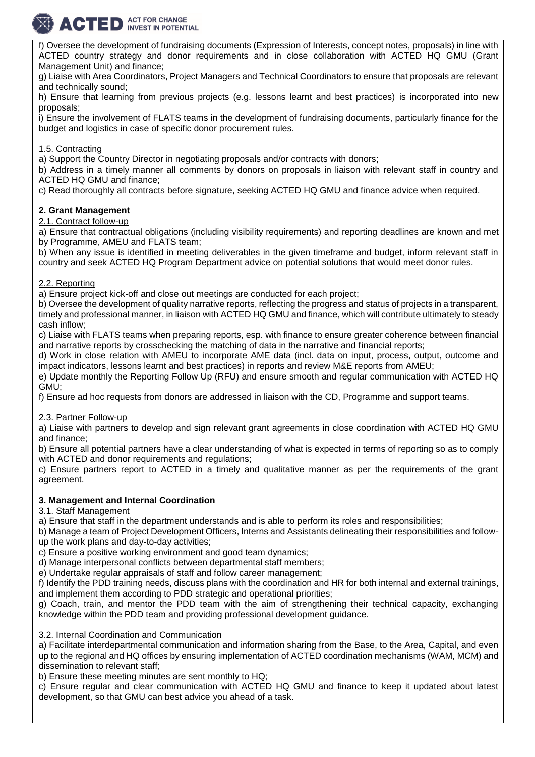f) Oversee the development of fundraising documents (Expression of Interests, concept notes, proposals) in line with ACTED country strategy and donor requirements and in close collaboration with ACTED HQ GMU (Grant Management Unit) and finance;

g) Liaise with Area Coordinators, Project Managers and Technical Coordinators to ensure that proposals are relevant and technically sound;

h) Ensure that learning from previous projects (e.g. lessons learnt and best practices) is incorporated into new proposals;

i) Ensure the involvement of FLATS teams in the development of fundraising documents, particularly finance for the budget and logistics in case of specific donor procurement rules.

1.5. Contracting

a) Support the Country Director in negotiating proposals and/or contracts with donors;

b) Address in a timely manner all comments by donors on proposals in liaison with relevant staff in country and ACTED HQ GMU and finance;

c) Read thoroughly all contracts before signature, seeking ACTED HQ GMU and finance advice when required.

**2. Grant Management**

2.1. Contract follow-up

a) Ensure that contractual obligations (including visibility requirements) and reporting deadlines are known and met by Programme, AMEU and FLATS team;

b) When any issue is identified in meeting deliverables in the given timeframe and budget, inform relevant staff in country and seek ACTED HQ Program Department advice on potential solutions that would meet donor rules.

2.2. Reporting

a) Ensure project kick-off and close out meetings are conducted for each project;

b) Oversee the development of quality narrative reports, reflecting the progress and status of projects in a transparent, timely and professional manner, in liaison with ACTED HQ GMU and finance, which will contribute ultimately to steady cash inflow;

c) Liaise with FLATS teams when preparing reports, esp. with finance to ensure greater coherence between financial and narrative reports by crosschecking the matching of data in the narrative and financial reports;

d) Work in close relation with AMEU to incorporate AME data (incl. data on input, process, output, outcome and impact indicators, lessons learnt and best practices) in reports and review M&E reports from AMEU;

e) Update monthly the Reporting Follow Up (RFU) and ensure smooth and regular communication with ACTED HQ GMU;

f) Ensure ad hoc requests from donors are addressed in liaison with the CD, Programme and support teams.

2.3. Partner Follow-up

a) Liaise with partners to develop and sign relevant grant agreements in close coordination with ACTED HQ GMU and finance;

b) Ensure all potential partners have a clear understanding of what is expected in terms of reporting so as to comply with ACTED and donor requirements and regulations;

c) Ensure partners report to ACTED in a timely and qualitative manner as per the requirements of the grant agreement.

**3. Management and Internal Coordination**

3.1. Staff Management

a) Ensure that staff in the department understands and is able to perform its roles and responsibilities;

b) Manage a team of Project Development Officers, Interns and Assistants delineating their responsibilities and follow-up the work plans and day-to-day activities;

c) Ensure a positive working environment and good team dynamics;

d) Manage interpersonal conflicts between departmental staff members;

e) Undertake regular appraisals of staff and follow career management;

f) Identify the PDD training needs, discuss plans with the coordination and HR for both internal and external trainings, and implement them according to PDD strategic and operational priorities;

g) Coach, train, and mentor the PDD team with the aim of strengthening their technical capacity, exchanging knowledge within the PDD team and providing professional development guidance.

3.2. Internal Coordination and Communication

a) Facilitate interdepartmental communication and information sharing from the Base, to the Area, Capital, and even up to the regional and HQ offices by ensuring implementation of ACTED coordination mechanisms (WAM, MCM) and dissemination to relevant staff;

b) Ensure these meeting minutes are sent monthly to HQ;

c) Ensure regular and clear communication with ACTED HQ GMU and finance to keep it updated about latest development, so that GMU can best advice you ahead of a task.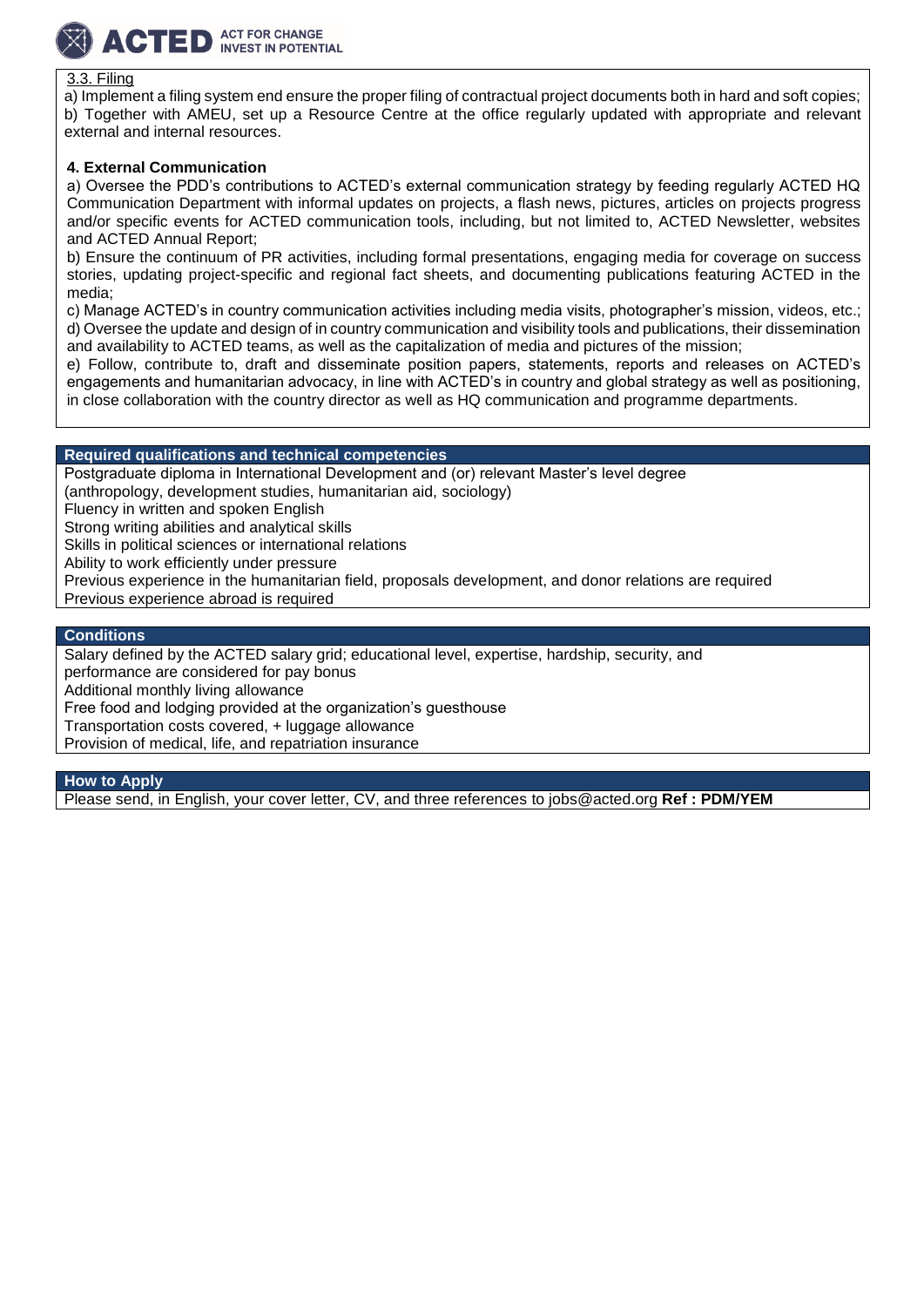3.3. Filing

a) Implement a filing system end ensure the proper filing of contractual project documents both in hard and soft copies;
b) Together with AMEU, set up a Resource Centre at the office regularly updated with appropriate and relevant external and internal resources.

**4. External Communication**

a) Oversee the PDD's contributions to ACTED's external communication strategy by feeding regularly ACTED HQ Communication Department with informal updates on projects, a flash news, pictures, articles on projects progress and/or specific events for ACTED communication tools, including, but not limited to, ACTED Newsletter, websites and ACTED Annual Report;
b) Ensure the continuum of PR activities, including formal presentations, engaging media for coverage on success stories, updating project-specific and regional fact sheets, and documenting publications featuring ACTED in the media;
c) Manage ACTED's in country communication activities including media visits, photographer's mission, videos, etc.;
d) Oversee the update and design of in country communication and visibility tools and publications, their dissemination and availability to ACTED teams, as well as the capitalization of media and pictures of the mission;
e) Follow, contribute to, draft and disseminate position papers, statements, reports and releases on ACTED's engagements and humanitarian advocacy, in line with ACTED's in country and global strategy as well as positioning, in close collaboration with the country director as well as HQ communication and programme departments.

**Required qualifications and technical competencies**

Postgraduate diploma in International Development and (or) relevant Master's level degree (anthropology, development studies, humanitarian aid, sociology)
Fluency in written and spoken English
Strong writing abilities and analytical skills
Skills in political sciences or international relations
Ability to work efficiently under pressure
Previous experience in the humanitarian field, proposals development, and donor relations are required
Previous experience abroad is required

**Conditions**

Salary defined by the ACTED salary grid; educational level, expertise, hardship, security, and performance are considered for pay bonus
Additional monthly living allowance
Free food and lodging provided at the organization's guesthouse
Transportation costs covered, + luggage allowance
Provision of medical, life, and repatriation insurance

**How to Apply**

Please send, in English, your cover letter, CV, and three references to jobs@acted.org **Ref : PDM/YEM**